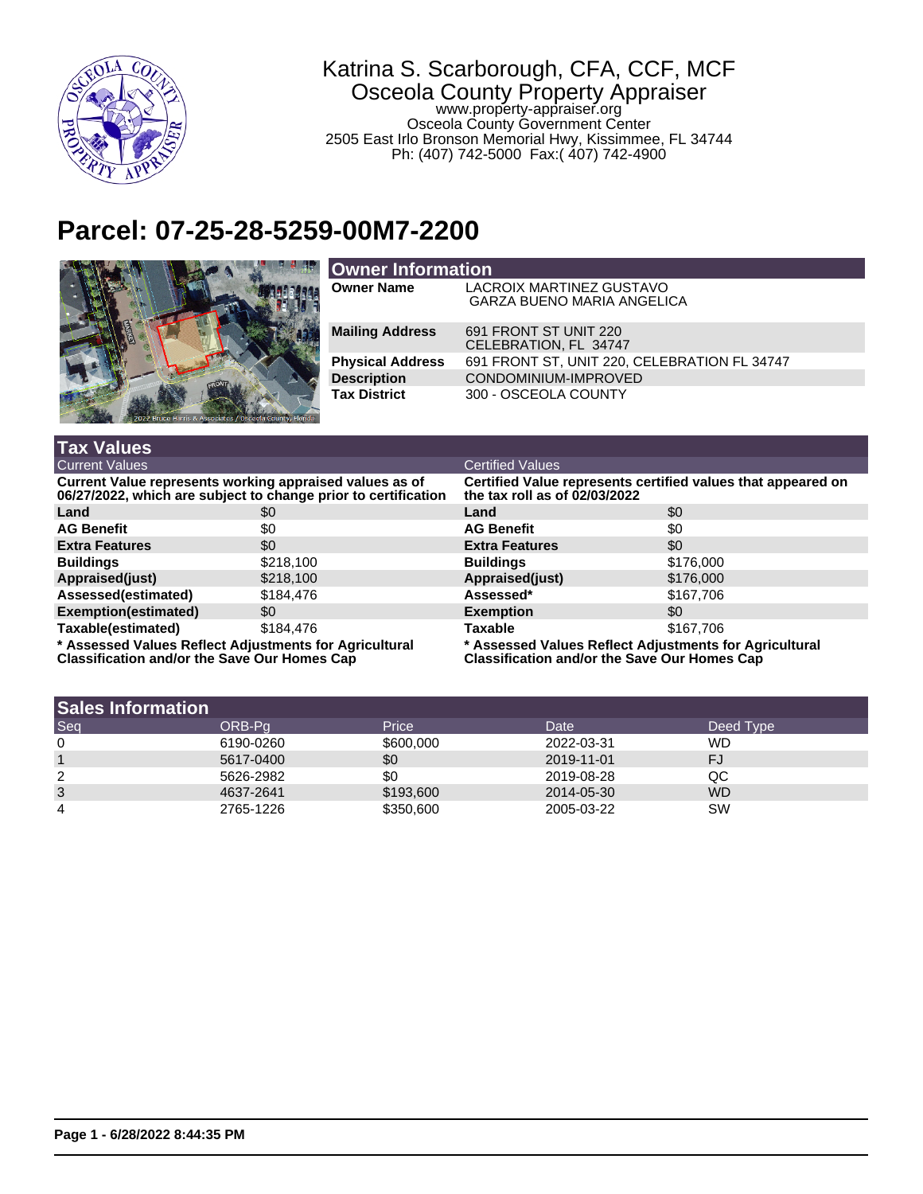# Katrina S. Scarborough, CFA, CCF, MCF

Osceola County Property Appraiser
www.property-appraiser.org
Osceola County Government Center
2505 East Irlo Bronson Memorial Hwy, Kissimmee, FL 34744
Ph: (407) 742-5000 Fax:( 407) 742-4900

# Parcel: 07-25-28-5259-00M7-2200

## Owner Information

| | |
|---|---|
| **Owner Name** | LACROIX MARTINEZ GUSTAVO<br>GARZA BUENO MARIA ANGELICA |
| **Mailing Address** | 691 FRONT ST UNIT 220<br>CELEBRATION, FL 34747 |
| **Physical Address** | 691 FRONT ST, UNIT 220, CELEBRATION FL 34747 |
| **Description** | CONDOMINIUM-IMPROVED |
| **Tax District** | 300 - OSCEOLA COUNTY |

## Tax Values

| Current Values | | Certified Values | |
|---|---|---|---|
| **Current Value represents working appraised values as of 06/27/2022, which are subject to change prior to certification** | | **Certified Value represents certified values that appeared on the tax roll as of 02/03/2022** | |
| **Land** | $0 | **Land** | $0 |
| **AG Benefit** | $0 | **AG Benefit** | $0 |
| **Extra Features** | $0 | **Extra Features** | $0 |
| **Buildings** | $218,100 | **Buildings** | $176,000 |
| **Appraised(just)** | $218,100 | **Appraised(just)** | $176,000 |
| **Assessed(estimated)** | $184,476 | **Assessed*** | $167,706 |
| **Exemption(estimated)** | $0 | **Exemption** | $0 |
| **Taxable(estimated)** | $184,476 | **Taxable** | $167,706 |

**\* Assessed Values Reflect Adjustments for Agricultural Classification and/or the Save Our Homes Cap**

## Sales Information

| Seq | ORB-Pg | Price | Date | Deed Type |
|---|---|---|---|---|
| 0 | 6190-0260 | $600,000 | 2022-03-31 | WD |
| 1 | 5617-0400 | $0 | 2019-11-01 | FJ |
| 2 | 5626-2982 | $0 | 2019-08-28 | QC |
| 3 | 4637-2641 | $193,600 | 2014-05-30 | WD |
| 4 | 2765-1226 | $350,600 | 2005-03-22 | SW |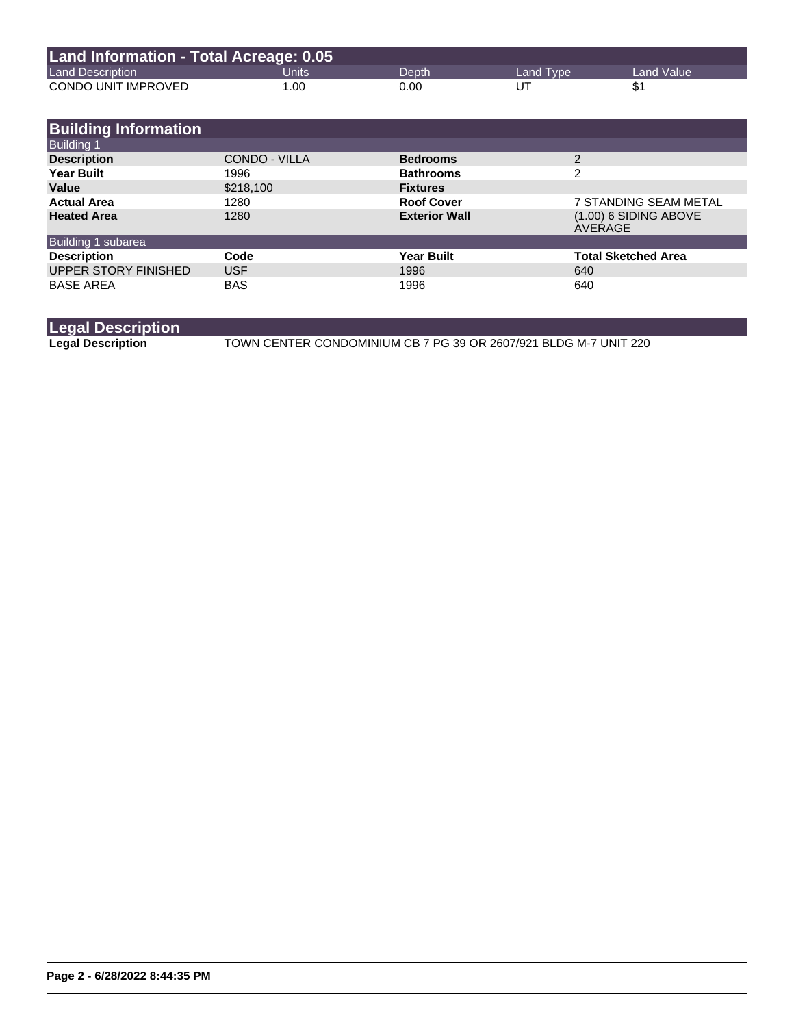## Land Information - Total Acreage: 0.05

| Land Description | Units | Depth | Land Type | Land Value |
| --- | --- | --- | --- | --- |
| CONDO UNIT IMPROVED | 1.00 | 0.00 | UT | $1 |

## Building Information

### Building 1

| | | | |
| --- | --- | --- | --- |
| **Description** | CONDO - VILLA | **Bedrooms** | 2 |
| **Year Built** | 1996 | **Bathrooms** | 2 |
| **Value** | $218,100 | **Fixtures** | |
| **Actual Area** | 1280 | **Roof Cover** | 7 STANDING SEAM METAL |
| **Heated Area** | 1280 | **Exterior Wall** | (1.00) 6 SIDING ABOVE AVERAGE |

### Building 1 subarea

| Description | Code | Year Built | Total Sketched Area |
| --- | --- | --- | --- |
| UPPER STORY FINISHED | USF | 1996 | 640 |
| BASE AREA | BAS | 1996 | 640 |

## Legal Description

| | |
| --- | --- |
| **Legal Description** | TOWN CENTER CONDOMINIUM CB 7 PG 39 OR 2607/921 BLDG M-7 UNIT 220 |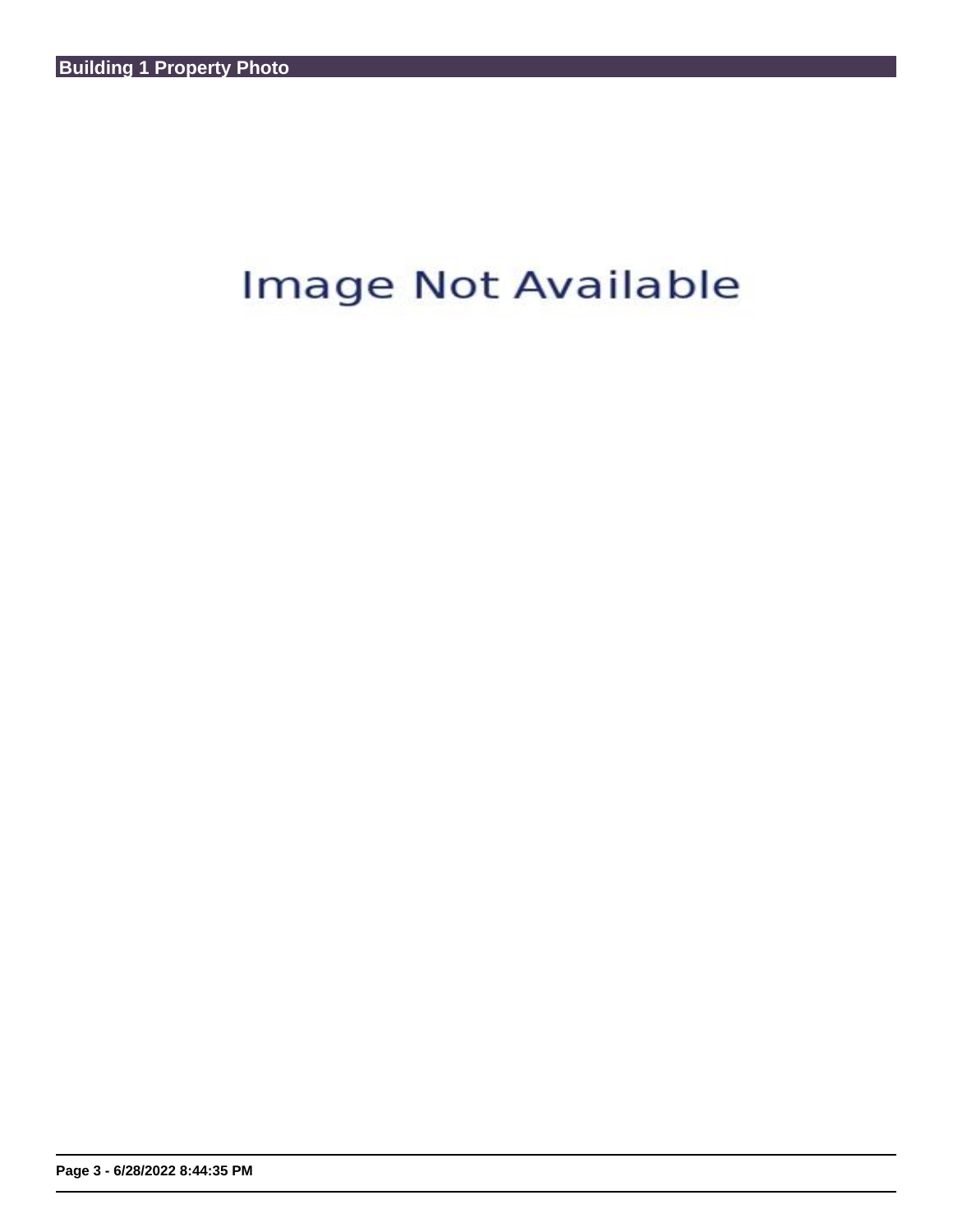## Building 1 Property Photo

Image Not Available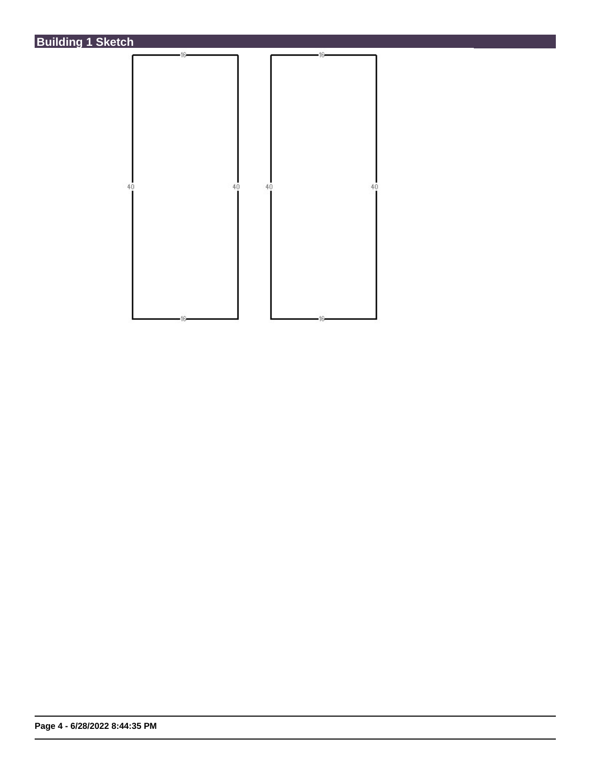## Building 1 Sketch

16

40

40

16

16

40

40

16